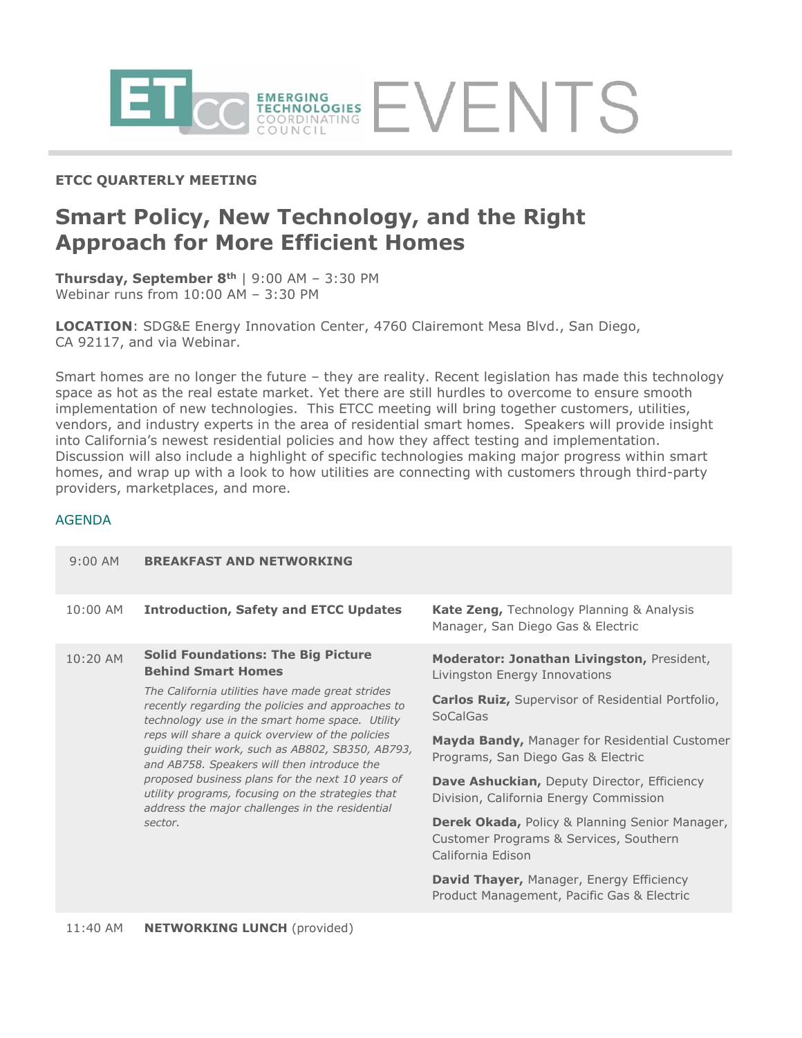ETCC EMERGING TECHNOLOGIES COORDINATING COUNCIL EVENTS

**ETCC QUARTERLY MEETING**

# Smart Policy, New Technology, and the Right Approach for More Efficient Homes

**Thursday, September 8th** | 9:00 AM – 3:30 PM
Webinar runs from 10:00 AM – 3:30 PM

**LOCATION**: SDG&E Energy Innovation Center, 4760 Clairemont Mesa Blvd., San Diego, CA 92117, and via Webinar.

Smart homes are no longer the future – they are reality. Recent legislation has made this technology space as hot as the real estate market. Yet there are still hurdles to overcome to ensure smooth implementation of new technologies. This ETCC meeting will bring together customers, utilities, vendors, and industry experts in the area of residential smart homes. Speakers will provide insight into California's newest residential policies and how they affect testing and implementation. Discussion will also include a highlight of specific technologies making major progress within smart homes, and wrap up with a look to how utilities are connecting with customers through third-party providers, marketplaces, and more.

## AGENDA

| Time | Session | Speakers |
|---|---|---|
| 9:00 AM | **BREAKFAST AND NETWORKING** | |
| 10:00 AM | **Introduction, Safety and ETCC Updates** | **Kate Zeng,** Technology Planning & Analysis Manager, San Diego Gas & Electric |
| 10:20 AM | **Solid Foundations: The Big Picture Behind Smart Homes** <br> *The California utilities have made great strides recently regarding the policies and approaches to technology use in the smart home space. Utility reps will share a quick overview of the policies guiding their work, such as AB802, SB350, AB793, and AB758. Speakers will then introduce the proposed business plans for the next 10 years of utility programs, focusing on the strategies that address the major challenges in the residential sector.* | **Moderator: Jonathan Livingston,** President, Livingston Energy Innovations <br> **Carlos Ruiz,** Supervisor of Residential Portfolio, SoCalGas <br> **Mayda Bandy,** Manager for Residential Customer Programs, San Diego Gas & Electric <br> **Dave Ashuckian,** Deputy Director, Efficiency Division, California Energy Commission <br> **Derek Okada,** Policy & Planning Senior Manager, Customer Programs & Services, Southern California Edison <br> **David Thayer,** Manager, Energy Efficiency Product Management, Pacific Gas & Electric |
| 11:40 AM | **NETWORKING LUNCH** (provided) | |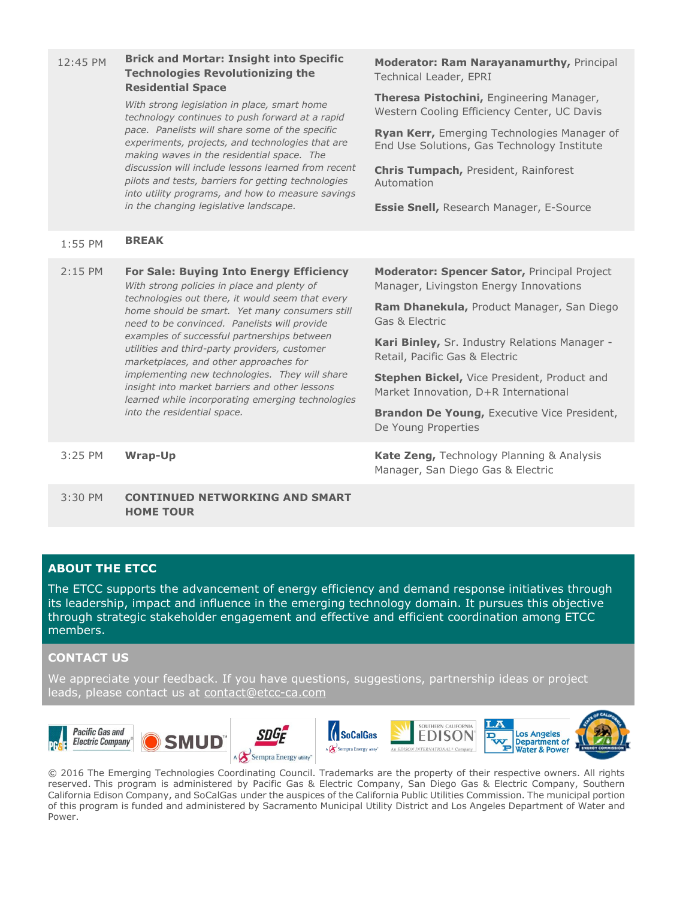| | | |
|---|---|---|
| 12:45 PM | **Brick and Mortar: Insight into Specific Technologies Revolutionizing the Residential Space**<br>*With strong legislation in place, smart home technology continues to push forward at a rapid pace. Panelists will share some of the specific experiments, projects, and technologies that are making waves in the residential space. The discussion will include lessons learned from recent pilots and tests, barriers for getting technologies into utility programs, and how to measure savings in the changing legislative landscape.* | **Moderator: Ram Narayanamurthy,** Principal Technical Leader, EPRI<br>**Theresa Pistochini,** Engineering Manager, Western Cooling Efficiency Center, UC Davis<br>**Ryan Kerr,** Emerging Technologies Manager of End Use Solutions, Gas Technology Institute<br>**Chris Tumpach,** President, Rainforest Automation<br>**Essie Snell,** Research Manager, E-Source |
| 1:55 PM | **BREAK** | |
| 2:15 PM | **For Sale: Buying Into Energy Efficiency**<br>*With strong policies in place and plenty of technologies out there, it would seem that every home should be smart. Yet many consumers still need to be convinced. Panelists will provide examples of successful partnerships between utilities and third-party providers, customer marketplaces, and other approaches for implementing new technologies. They will share insight into market barriers and other lessons learned while incorporating emerging technologies into the residential space.* | **Moderator: Spencer Sator,** Principal Project Manager, Livingston Energy Innovations<br>**Ram Dhanekula,** Product Manager, San Diego Gas & Electric<br>**Kari Binley,** Sr. Industry Relations Manager - Retail, Pacific Gas & Electric<br>**Stephen Bickel,** Vice President, Product and Market Innovation, D+R International<br>**Brandon De Young,** Executive Vice President, De Young Properties |
| 3:25 PM | **Wrap-Up** | **Kate Zeng,** Technology Planning & Analysis Manager, San Diego Gas & Electric |
| 3:30 PM | **CONTINUED NETWORKING AND SMART HOME TOUR** | |

## ABOUT THE ETCC

The ETCC supports the advancement of energy efficiency and demand response initiatives through its leadership, impact and influence in the emerging technology domain. It pursues this objective through strategic stakeholder engagement and effective and efficient coordination among ETCC members.

## CONTACT US

We appreciate your feedback. If you have questions, suggestions, partnership ideas or project leads, please contact us at contact@etcc-ca.com

© 2016 The Emerging Technologies Coordinating Council. Trademarks are the property of their respective owners. All rights reserved. This program is administered by Pacific Gas & Electric Company, San Diego Gas & Electric Company, Southern California Edison Company, and SoCalGas under the auspices of the California Public Utilities Commission. The municipal portion of this program is funded and administered by Sacramento Municipal Utility District and Los Angeles Department of Water and Power.